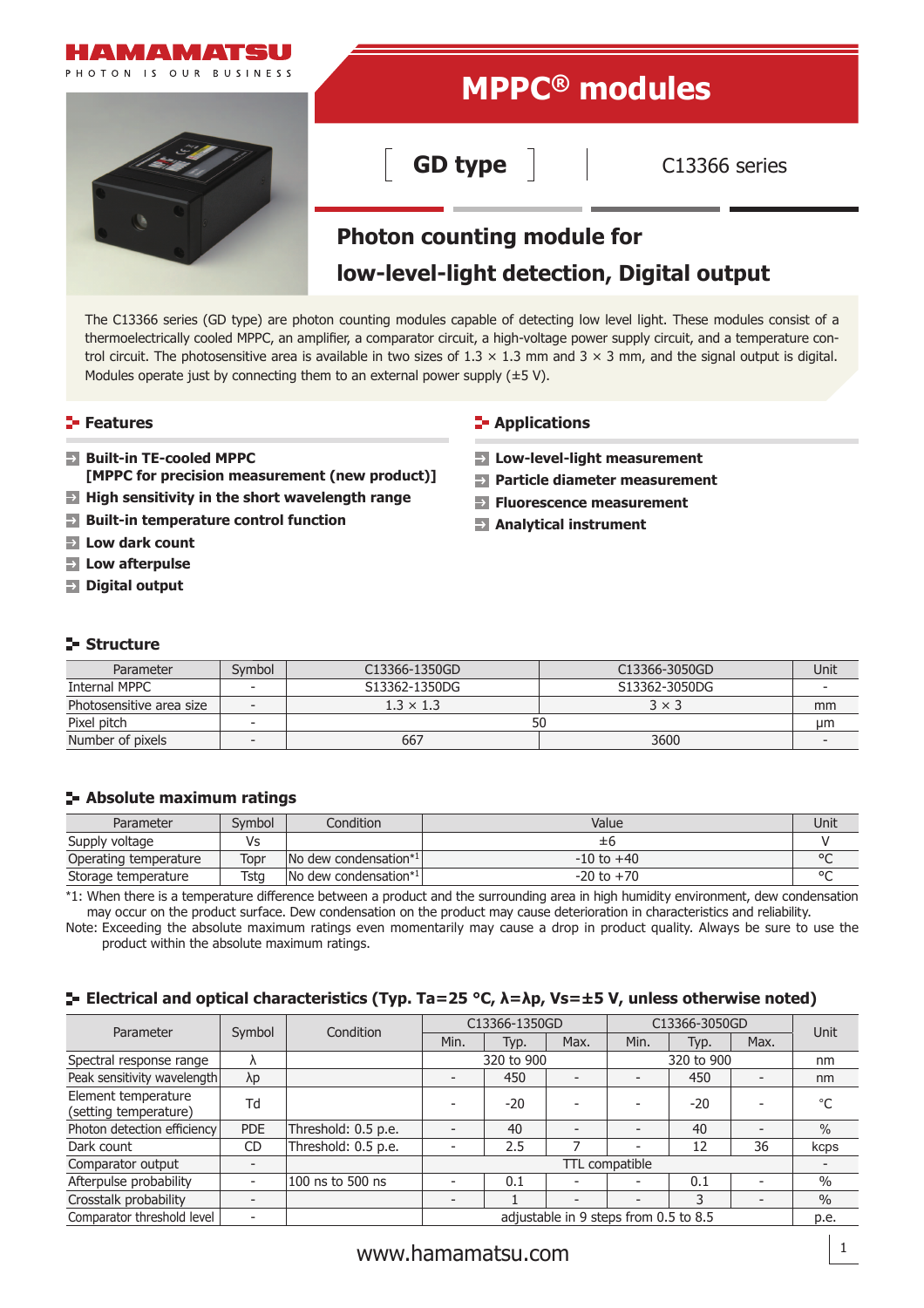# MPPC® modules

## GD type

C13366 series

## Photon counting module for low-level-light detection, Digital output

The C13366 series (GD type) are photon counting modules capable of detecting low level light. These modules consist of a thermoelectrically cooled MPPC, an amplifier, a comparator circuit, a high-voltage power supply circuit, and a temperature control circuit. The photosensitive area is available in two sizes of 1.3 × 1.3 mm and 3 × 3 mm, and the signal output is digital. Modules operate just by connecting them to an external power supply (±5 V).

### Features

- **Built-in TE-cooled MPPC [MPPC for precision measurement (new product)]**
- **High sensitivity in the short wavelength range**
- **Built-in temperature control function**
- **Low dark count**
- **Low afterpulse**
- **Digital output**

### Applications

- **Low-level-light measurement**
- **Particle diameter measurement**
- **Fluorescence measurement**
- **Analytical instrument**

### Structure

| Parameter | Symbol | C13366-1350GD | C13366-3050GD | Unit |
|---|---|---|---|---|
| Internal MPPC | - | S13362-1350DG | S13362-3050DG | - |
| Photosensitive area size | - | 1.3 × 1.3 | 3 × 3 | mm |
| Pixel pitch | - | 50 | | μm |
| Number of pixels | - | 667 | 3600 | - |

### Absolute maximum ratings

| Parameter | Symbol | Condition | Value | Unit |
|---|---|---|---|---|
| Supply voltage | Vs | | ±6 | V |
| Operating temperature | Topr | No dew condensation*1 | -10 to +40 | °C |
| Storage temperature | Tstg | No dew condensation*1 | -20 to +70 | °C |

*1: When there is a temperature difference between a product and the surrounding area in high humidity environment, dew condensation may occur on the product surface. Dew condensation on the product may cause deterioration in characteristics and reliability.

Note: Exceeding the absolute maximum ratings even momentarily may cause a drop in product quality. Always be sure to use the product within the absolute maximum ratings.

### Electrical and optical characteristics (Typ. Ta=25 °C, λ=λp, Vs=±5 V, unless otherwise noted)

| Parameter | Symbol | Condition | C13366-1350GD | | | C13366-3050GD | | | Unit |
|---|---|---|---|---|---|---|---|---|---|
| | | | Min. | Typ. | Max. | Min. | Typ. | Max. | |
| Spectral response range | λ | | | 320 to 900 | | | 320 to 900 | | nm |
| Peak sensitivity wavelength | λp | | - | 450 | - | - | 450 | - | nm |
| Element temperature (setting temperature) | Td | | - | -20 | - | - | -20 | - | °C |
| Photon detection efficiency | PDE | Threshold: 0.5 p.e. | - | 40 | - | - | 40 | - | % |
| Dark count | CD | Threshold: 0.5 p.e. | - | 2.5 | 7 | - | 12 | 36 | kcps |
| Comparator output | - | | TTL compatible | | | | | | - |
| Afterpulse probability | - | 100 ns to 500 ns | - | 0.1 | - | - | 0.1 | - | % |
| Crosstalk probability | - | | - | 1 | - | - | 3 | - | % |
| Comparator threshold level | - | | adjustable in 9 steps from 0.5 to 8.5 | | | | | | p.e. |

www.hamamatsu.com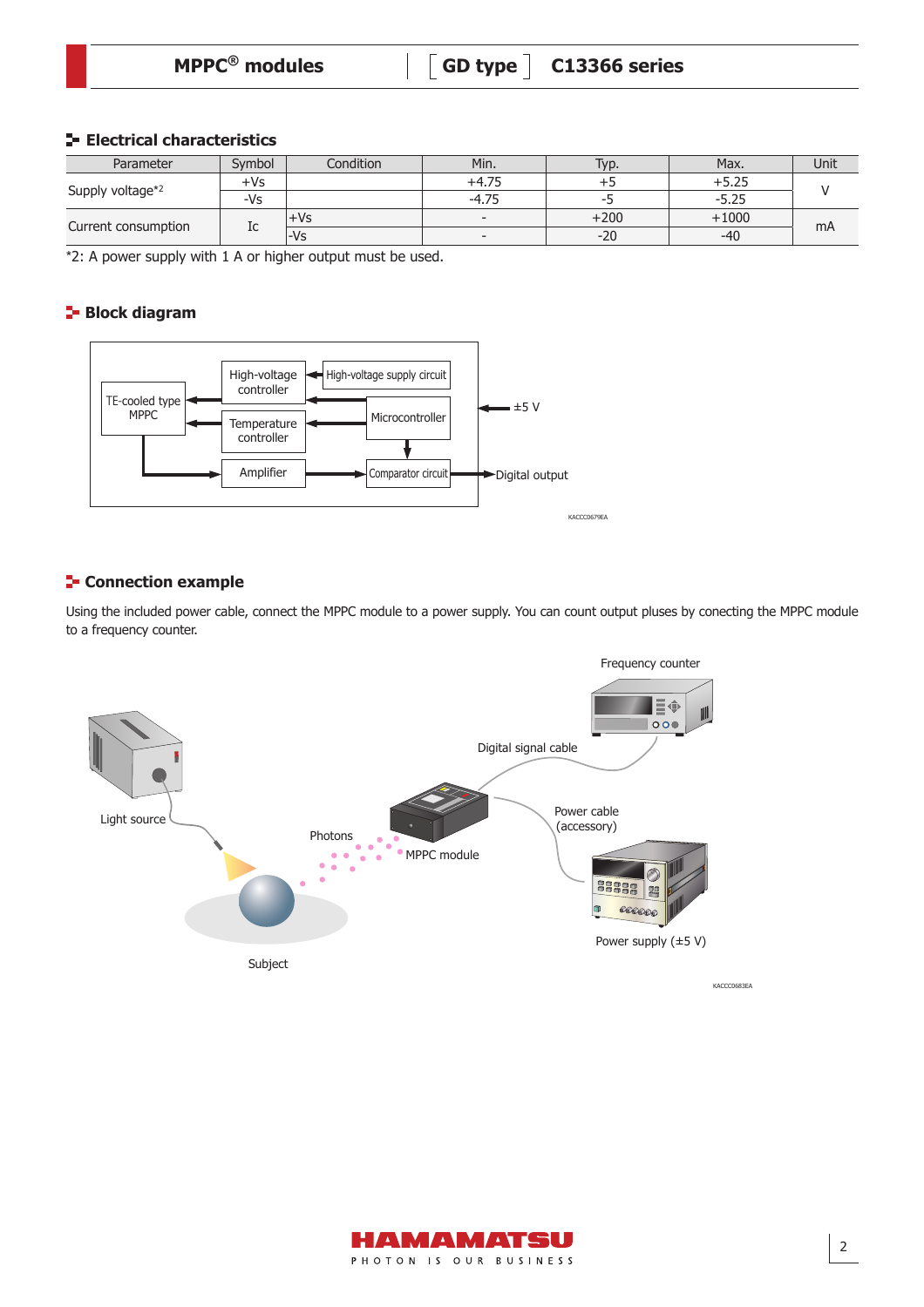## Electrical characteristics

| Parameter | Symbol | Condition | Min. | Typ. | Max. | Unit |
|---|---|---|---|---|---|---|
| Supply voltage*2 | +Vs | | +4.75 | +5 | +5.25 | V |
| | -Vs | | -4.75 | -5 | -5.25 | |
| Current consumption | Ic | +Vs | - | +200 | +1000 | mA |
| | | -Vs | - | -20 | -40 | |

*2: A power supply with 1 A or higher output must be used.

## Block diagram

TE-cooled type MPPC
High-voltage controller
High-voltage supply circuit
Temperature controller
Microcontroller
Amplifier
Comparator circuit
±5 V
Digital output

KACCC0679EA

## Connection example

Using the included power cable, connect the MPPC module to a power supply. You can count output pluses by conecting the MPPC module to a frequency counter.

Frequency counter
Digital signal cable
Light source
Power cable (accessory)
Photons
MPPC module
Power supply (±5 V)
Subject

KACCC0683EA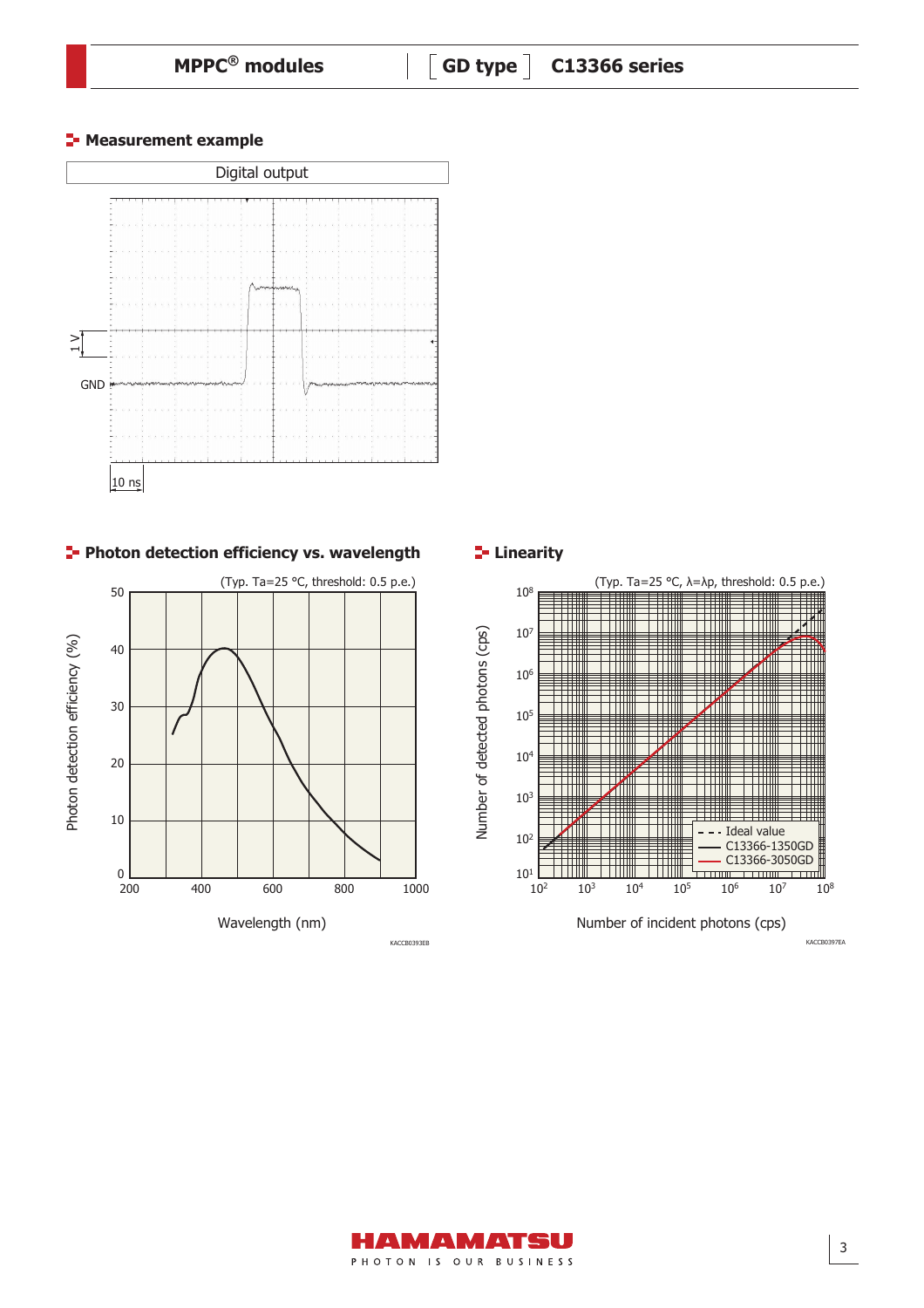## Measurement example

Digital output

1 V

GND

10 ns

## Photon detection efficiency vs. wavelength

(Typ. Ta=25 °C, threshold: 0.5 p.e.)

Photon detection efficiency (%)

Wavelength (nm)

KACCB0393EB

## Linearity

(Typ. Ta=25 °C, λ=λp, threshold: 0.5 p.e.)

Number of detected photons (cps)

Number of incident photons (cps)

- - - Ideal value
—— C13366-1350GD
—— C13366-3050GD

KACCB0397EA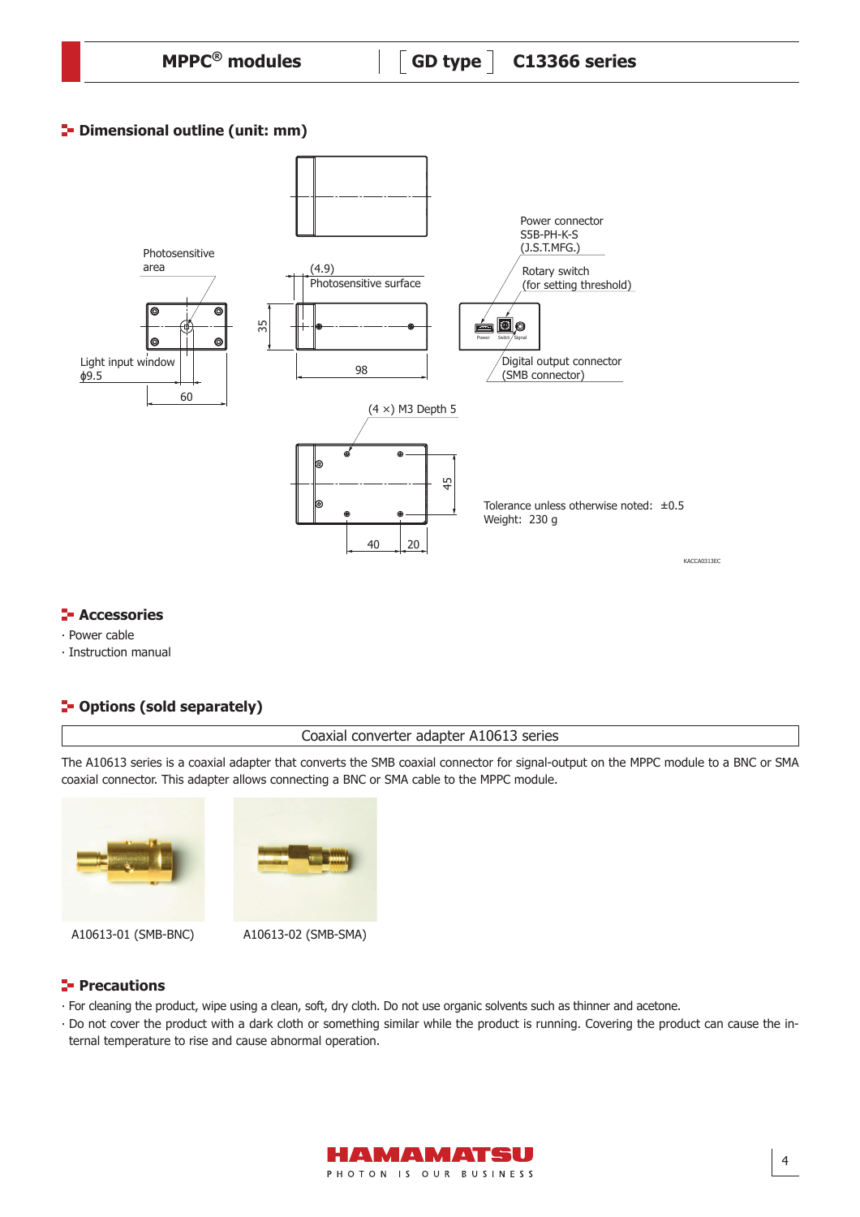## Dimensional outline (unit: mm)

Photosensitive area

Light input window ϕ9.5

60

(4.9)

Photosensitive surface

35

98

Power connector S5B-PH-K-S (J.S.T.MFG.)

Rotary switch (for setting threshold)

Digital output connector (SMB connector)

(4 ×) M3 Depth 5

45

40

20

Tolerance unless otherwise noted: ±0.5
Weight: 230 g

KACCA0313EC

## Accessories

· Power cable
· Instruction manual

## Options (sold separately)

| Coaxial converter adapter A10613 series |
|---|

The A10613 series is a coaxial adapter that converts the SMB coaxial connector for signal-output on the MPPC module to a BNC or SMA coaxial connector. This adapter allows connecting a BNC or SMA cable to the MPPC module.

A10613-01 (SMB-BNC)

A10613-02 (SMB-SMA)

## Precautions

· For cleaning the product, wipe using a clean, soft, dry cloth. Do not use organic solvents such as thinner and acetone.
· Do not cover the product with a dark cloth or something similar while the product is running. Covering the product can cause the internal temperature to rise and cause abnormal operation.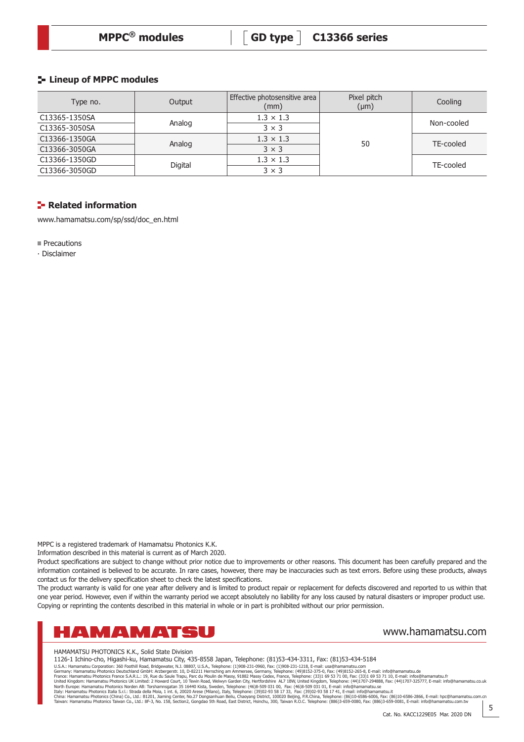## Lineup of MPPC modules

| Type no. | Output | Effective photosensitive area (mm) | Pixel pitch (μm) | Cooling |
|---|---|---|---|---|
| C13365-1350SA | Analog | 1.3 × 1.3 | 50 | Non-cooled |
| C13365-3050SA | | 3 × 3 | | |
| C13366-1350GA | Analog | 1.3 × 1.3 | | TE-cooled |
| C13366-3050GA | | 3 × 3 | | |
| C13366-1350GD | Digital | 1.3 × 1.3 | | TE-cooled |
| C13366-3050GD | | 3 × 3 | | |

## Related information

www.hamamatsu.com/sp/ssd/doc_en.html

- Precautions
  - Disclaimer

MPPC is a registered trademark of Hamamatsu Photonics K.K.

Information described in this material is current as of March 2020.

Product specifications are subject to change without prior notice due to improvements or other reasons. This document has been carefully prepared and the information contained is believed to be accurate. In rare cases, however, there may be inaccuracies such as text errors. Before using these products, always contact us for the delivery specification sheet to check the latest specifications.

The product warranty is valid for one year after delivery and is limited to product repair or replacement for defects discovered and reported to us within that one year period. However, even if within the warranty period we accept absolutely no liability for any loss caused by natural disasters or improper product use. Copying or reprinting the contents described in this material in whole or in part is prohibited without our prior permission.

**HAMAMATSU**

www.hamamatsu.com

HAMAMATSU PHOTONICS K.K., Solid State Division

1126-1 Ichino-cho, Higashi-ku, Hamamatsu City, 435-8558 Japan, Telephone: (81)53-434-3311, Fax: (81)53-434-5184

U.S.A.: Hamamatsu Corporation: 360 Foothill Road, Bridgewater, N.J. 08807, U.S.A., Telephone: (1)908-231-0960, Fax: (1)908-231-1218, E-mail: usa@hamamatsu.com

Germany: Hamamatsu Photonics Deutschland GmbH: Arzbergerstr. 10, D-82211 Herrsching am Ammersee, Germany, Telephone: (49)8152-375-0, Fax: (49)8152-265-8, E-mail: info@hamamatsu.de

France: Hamamatsu Photonics France S.A.R.L.: 19, Rue du Saule Trapu, Parc du Moulin de Massy, 91882 Massy Cedex, France, Telephone: (33)1 69 53 71 00, Fax: (33)1 69 53 71 10, E-mail: infos@hamamatsu.fr

United Kingdom: Hamamatsu Photonics UK Limited: 2 Howard Court, 10 Tewin Road, Welwyn Garden City, Hertfordshire AL7 1BW, United Kingdom, Telephone: (44)1707-294888, Fax: (44)1707-325777, E-mail: info@hamamatsu.co.uk

North Europe: Hamamatsu Photonics Norden AB: Torshamnsgatan 35 16440 Kista, Sweden, Telephone: (46)8-509 031 00, Fax: (46)8-509 031 01, E-mail: info@hamamatsu.se

Italy: Hamamatsu Photonics Italia S.r.l.: Strada della Moia, 1 int. 6, 20020 Arese (Milano), Italy, Telephone: (39)02-93 58 17 33, Fax: (39)02-93 58 17 41, E-mail: info@hamamatsu.it

China: Hamamatsu Photonics (China) Co., Ltd.: B1201, Jiaming Center, No.27 Dongsanhuan Beilu, Chaoyang District, 100020 Beijing, P.R.China, Telephone: (86)10-6586-6006, Fax: (86)10-6586-2866, E-mail: hpc@hamamatsu.com.cn

Taiwan: Hamamatsu Photonics Taiwan Co., Ltd.: 8F-3, No. 158, Section2, Gongdao 5th Road, East District, Hsinchu, 300, Taiwan R.O.C. Telephone: (886)3-659-0080, Fax: (886)3-659-0081, E-mail: info@hamamatsu.com.tw

Cat. No. KACC1229E05 Mar. 2020 DN